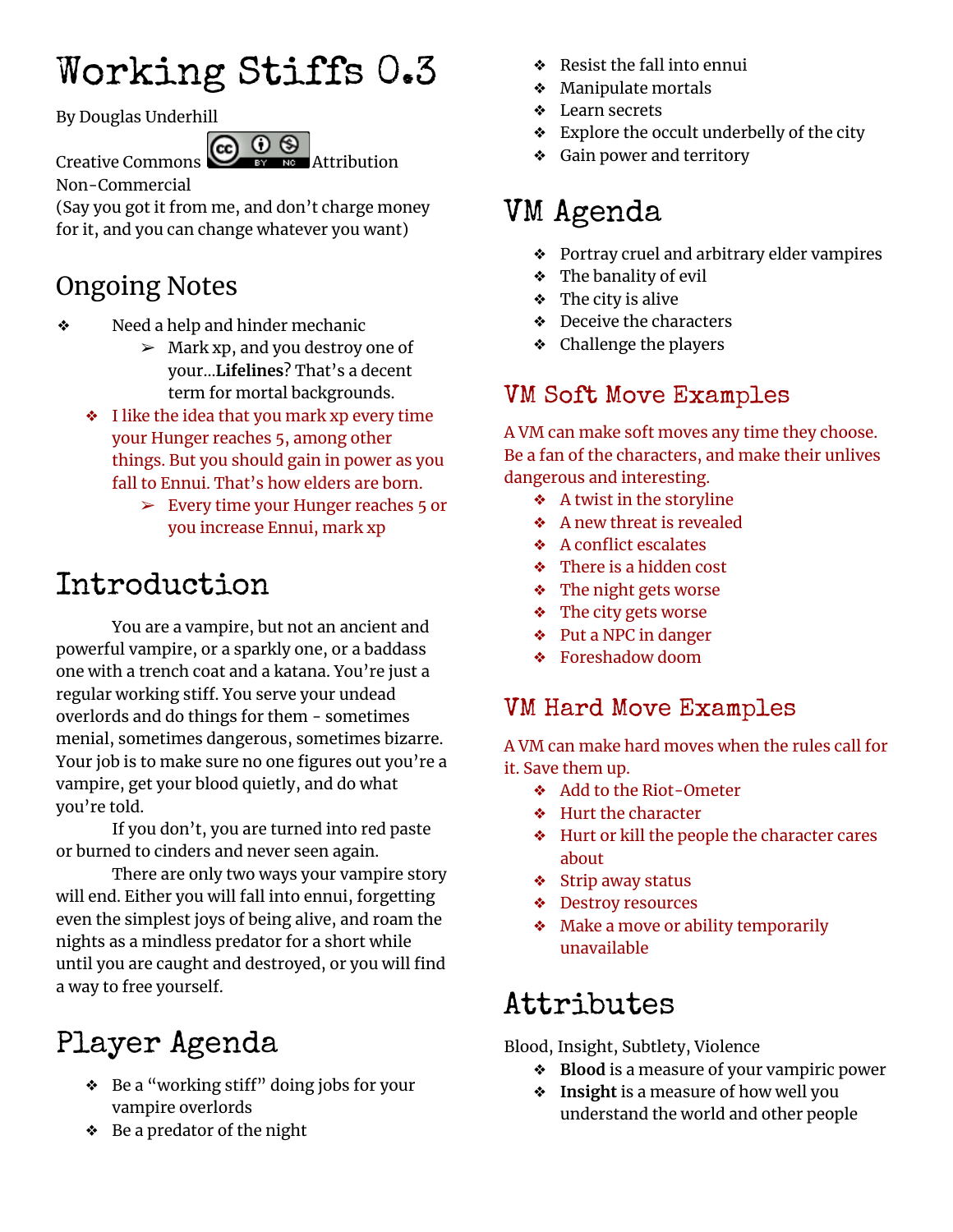# Working Stiffs 0.3

By Douglas Underhill

Creative Commons Attribution Non-Commercial
(Say you got it from me, and don't charge money for it, and you can change whatever you want)

## Ongoing Notes

- Need a help and hinder mechanic
  - Mark xp, and you destroy one of your...**Lifelines**? That's a decent term for mortal backgrounds.
- I like the idea that you mark xp every time your Hunger reaches 5, among other things. But you should gain in power as you fall to Ennui. That's how elders are born.
  - Every time your Hunger reaches 5 or you increase Ennui, mark xp

# Introduction

You are a vampire, but not an ancient and powerful vampire, or a sparkly one, or a baddass one with a trench coat and a katana. You're just a regular working stiff. You serve your undead overlords and do things for them - sometimes menial, sometimes dangerous, sometimes bizarre. Your job is to make sure no one figures out you're a vampire, get your blood quietly, and do what you're told.

If you don't, you are turned into red paste or burned to cinders and never seen again.

There are only two ways your vampire story will end. Either you will fall into ennui, forgetting even the simplest joys of being alive, and roam the nights as a mindless predator for a short while until you are caught and destroyed, or you will find a way to free yourself.

# Player Agenda

- Be a "working stiff" doing jobs for your vampire overlords
- Be a predator of the night
- Resist the fall into ennui
- Manipulate mortals
- Learn secrets
- Explore the occult underbelly of the city
- Gain power and territory

# VM Agenda

- Portray cruel and arbitrary elder vampires
- The banality of evil
- The city is alive
- Deceive the characters
- Challenge the players

## VM Soft Move Examples

A VM can make soft moves any time they choose. Be a fan of the characters, and make their unlives dangerous and interesting.

- A twist in the storyline
- A new threat is revealed
- A conflict escalates
- There is a hidden cost
- The night gets worse
- The city gets worse
- Put a NPC in danger
- Foreshadow doom

## VM Hard Move Examples

A VM can make hard moves when the rules call for it. Save them up.

- Add to the Riot-Ometer
- Hurt the character
- Hurt or kill the people the character cares about
- Strip away status
- Destroy resources
- Make a move or ability temporarily unavailable

# Attributes

Blood, Insight, Subtlety, Violence

- **Blood** is a measure of your vampiric power
- **Insight** is a measure of how well you understand the world and other people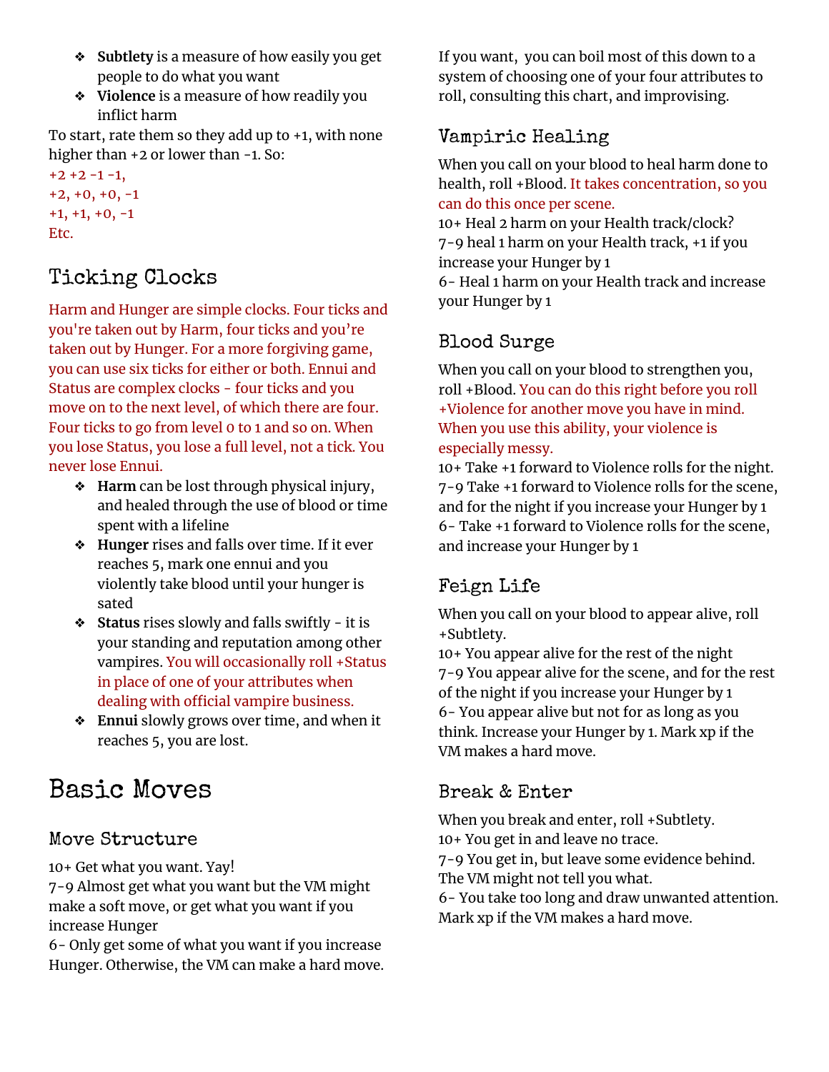- **Subtlety** is a measure of how easily you get people to do what you want
- **Violence** is a measure of how readily you inflict harm

To start, rate them so they add up to +1, with none higher than +2 or lower than -1. So:
+2 +2 -1 -1,
+2, +0, +0, -1
+1, +1, +0, -1
Etc.

## Ticking Clocks

Harm and Hunger are simple clocks. Four ticks and you're taken out by Harm, four ticks and you're taken out by Hunger. For a more forgiving game, you can use six ticks for either or both. Ennui and Status are complex clocks - four ticks and you move on to the next level, of which there are four. Four ticks to go from level 0 to 1 and so on. When you lose Status, you lose a full level, not a tick. You never lose Ennui.

- **Harm** can be lost through physical injury, and healed through the use of blood or time spent with a lifeline
- **Hunger** rises and falls over time. If it ever reaches 5, mark one ennui and you violently take blood until your hunger is sated
- **Status** rises slowly and falls swiftly - it is your standing and reputation among other vampires. You will occasionally roll +Status in place of one of your attributes when dealing with official vampire business.
- **Ennui** slowly grows over time, and when it reaches 5, you are lost.

# Basic Moves

## Move Structure

10+ Get what you want. Yay!
7-9 Almost get what you want but the VM might make a soft move, or get what you want if you increase Hunger
6- Only get some of what you want if you increase Hunger. Otherwise, the VM can make a hard move.

If you want, you can boil most of this down to a system of choosing one of your four attributes to roll, consulting this chart, and improvising.

## Vampiric Healing

When you call on your blood to heal harm done to health, roll +Blood. It takes concentration, so you can do this once per scene.
10+ Heal 2 harm on your Health track/clock?
7-9 heal 1 harm on your Health track, +1 if you increase your Hunger by 1
6- Heal 1 harm on your Health track and increase your Hunger by 1

## Blood Surge

When you call on your blood to strengthen you, roll +Blood. You can do this right before you roll +Violence for another move you have in mind. When you use this ability, your violence is especially messy.
10+ Take +1 forward to Violence rolls for the night.
7-9 Take +1 forward to Violence rolls for the scene, and for the night if you increase your Hunger by 1
6- Take +1 forward to Violence rolls for the scene, and increase your Hunger by 1

## Feign Life

When you call on your blood to appear alive, roll +Subtlety.
10+ You appear alive for the rest of the night
7-9 You appear alive for the scene, and for the rest of the night if you increase your Hunger by 1
6- You appear alive but not for as long as you think. Increase your Hunger by 1. Mark xp if the VM makes a hard move.

## Break & Enter

When you break and enter, roll +Subtlety.
10+ You get in and leave no trace.
7-9 You get in, but leave some evidence behind. The VM might not tell you what.
6- You take too long and draw unwanted attention. Mark xp if the VM makes a hard move.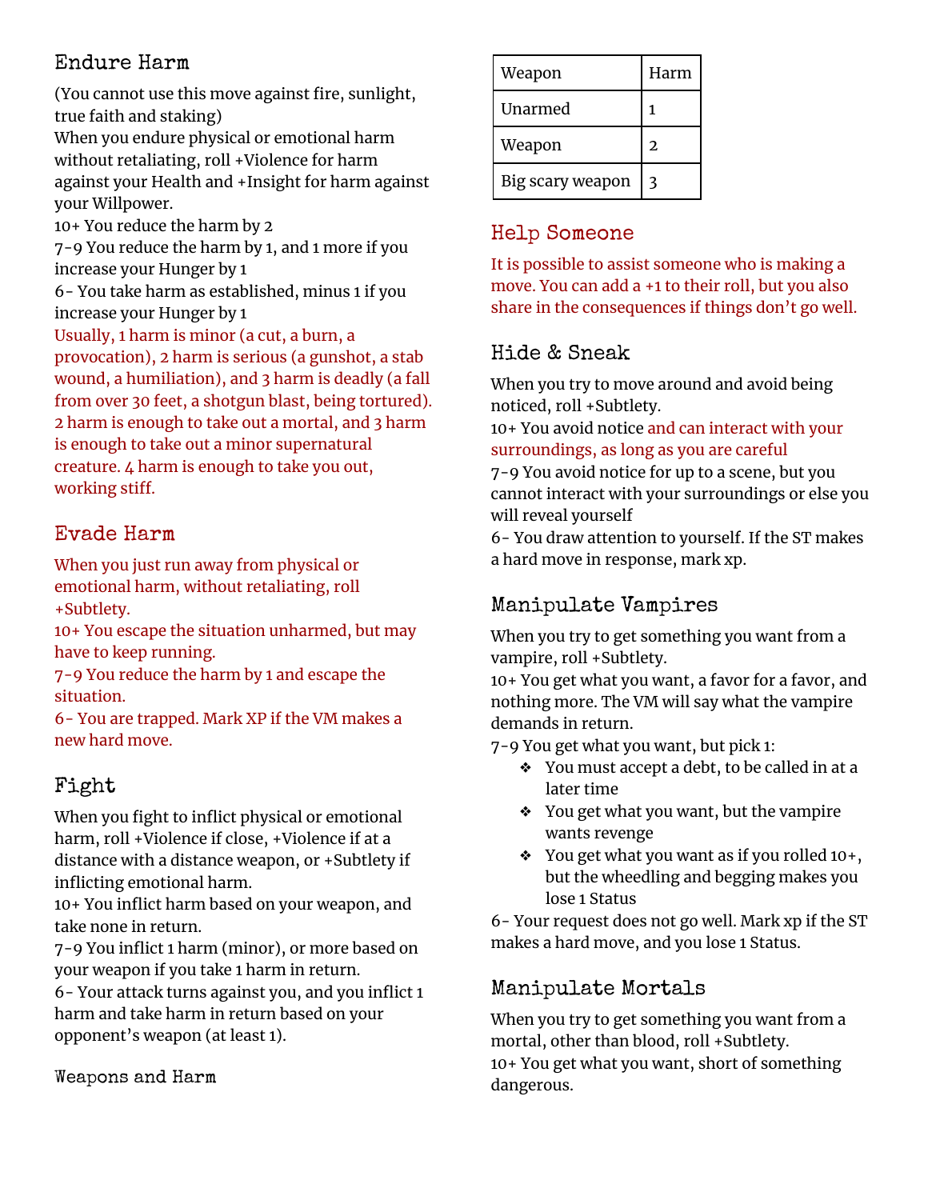## Endure Harm

(You cannot use this move against fire, sunlight, true faith and staking)
When you endure physical or emotional harm without retaliating, roll +Violence for harm against your Health and +Insight for harm against your Willpower.
10+ You reduce the harm by 2
7-9 You reduce the harm by 1, and 1 more if you increase your Hunger by 1
6- You take harm as established, minus 1 if you increase your Hunger by 1
Usually, 1 harm is minor (a cut, a burn, a provocation), 2 harm is serious (a gunshot, a stab wound, a humiliation), and 3 harm is deadly (a fall from over 30 feet, a shotgun blast, being tortured). 2 harm is enough to take out a mortal, and 3 harm is enough to take out a minor supernatural creature. 4 harm is enough to take you out, working stiff.

## Evade Harm

When you just run away from physical or emotional harm, without retaliating, roll +Subtlety.
10+ You escape the situation unharmed, but may have to keep running.
7-9 You reduce the harm by 1 and escape the situation.
6- You are trapped. Mark XP if the VM makes a new hard move.

## Fight

When you fight to inflict physical or emotional harm, roll +Violence if close, +Violence if at a distance with a distance weapon, or +Subtlety if inflicting emotional harm.
10+ You inflict harm based on your weapon, and take none in return.
7-9 You inflict 1 harm (minor), or more based on your weapon if you take 1 harm in return.
6- Your attack turns against you, and you inflict 1 harm and take harm in return based on your opponent's weapon (at least 1).

Weapons and Harm

| Weapon | Harm |
|---|---|
| Unarmed | 1 |
| Weapon | 2 |
| Big scary weapon | 3 |

## Help Someone

It is possible to assist someone who is making a move. You can add a +1 to their roll, but you also share in the consequences if things don't go well.

## Hide & Sneak

When you try to move around and avoid being noticed, roll +Subtlety.
10+ You avoid notice and can interact with your surroundings, as long as you are careful
7-9 You avoid notice for up to a scene, but you cannot interact with your surroundings or else you will reveal yourself
6- You draw attention to yourself. If the ST makes a hard move in response, mark xp.

## Manipulate Vampires

When you try to get something you want from a vampire, roll +Subtlety.
10+ You get what you want, a favor for a favor, and nothing more. The VM will say what the vampire demands in return.
7-9 You get what you want, but pick 1:

- You must accept a debt, to be called in at a later time
- You get what you want, but the vampire wants revenge
- You get what you want as if you rolled 10+, but the wheedling and begging makes you lose 1 Status

6- Your request does not go well. Mark xp if the ST makes a hard move, and you lose 1 Status.

## Manipulate Mortals

When you try to get something you want from a mortal, other than blood, roll +Subtlety.
10+ You get what you want, short of something dangerous.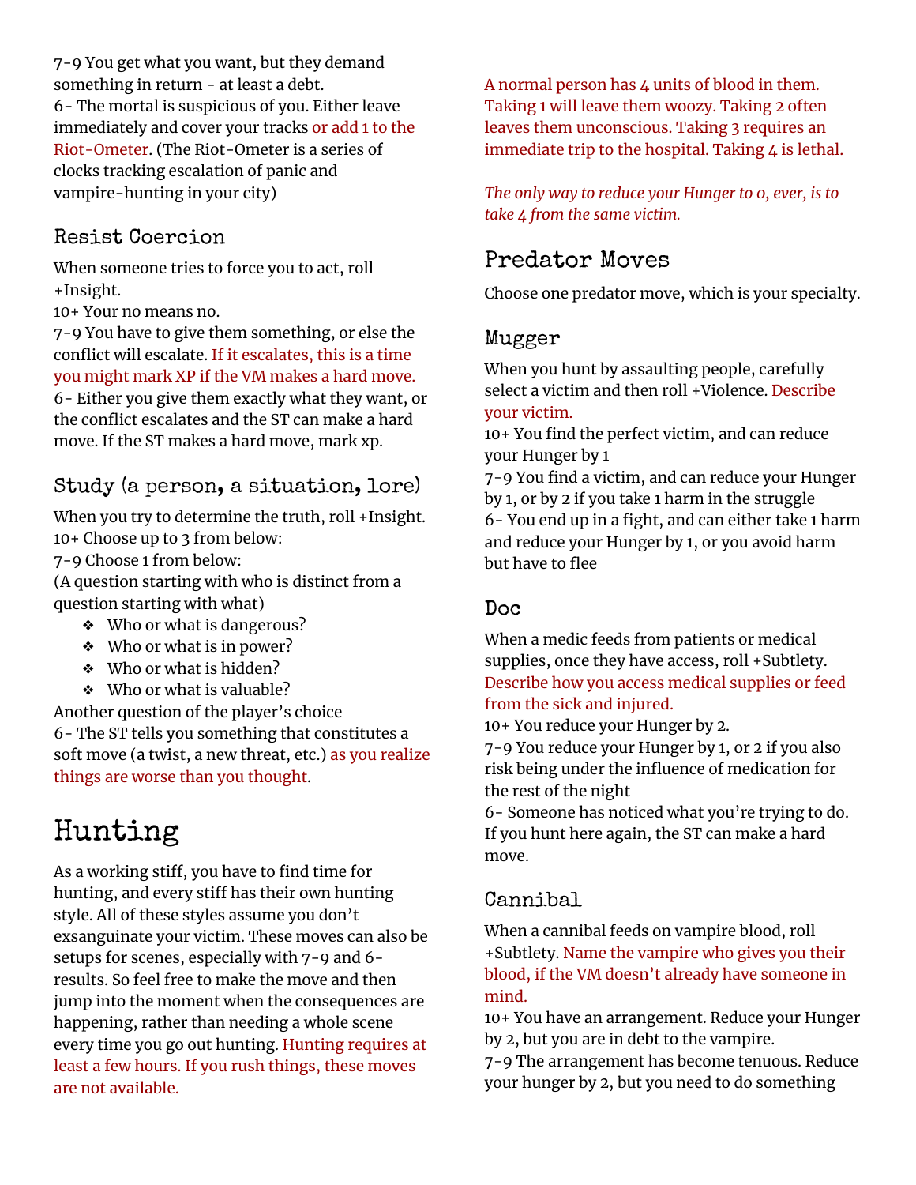7-9 You get what you want, but they demand something in return - at least a debt.
6- The mortal is suspicious of you. Either leave immediately and cover your tracks or add 1 to the Riot-Ometer. (The Riot-Ometer is a series of clocks tracking escalation of panic and vampire-hunting in your city)

### Resist Coercion

When someone tries to force you to act, roll +Insight.
10+ Your no means no.
7-9 You have to give them something, or else the conflict will escalate. If it escalates, this is a time you might mark XP if the VM makes a hard move.
6- Either you give them exactly what they want, or the conflict escalates and the ST can make a hard move. If the ST makes a hard move, mark xp.

### Study (a person, a situation, lore)

When you try to determine the truth, roll +Insight.
10+ Choose up to 3 from below:
7-9 Choose 1 from below:
(A question starting with who is distinct from a question starting with what)

- Who or what is dangerous?
- Who or what is in power?
- Who or what is hidden?
- Who or what is valuable?

Another question of the player's choice
6- The ST tells you something that constitutes a soft move (a twist, a new threat, etc.) as you realize things are worse than you thought.

# Hunting

As a working stiff, you have to find time for hunting, and every stiff has their own hunting style. All of these styles assume you don't exsanguinate your victim. These moves can also be setups for scenes, especially with 7-9 and 6- results. So feel free to make the move and then jump into the moment when the consequences are happening, rather than needing a whole scene every time you go out hunting. Hunting requires at least a few hours. If you rush things, these moves are not available.

A normal person has 4 units of blood in them. Taking 1 will leave them woozy. Taking 2 often leaves them unconscious. Taking 3 requires an immediate trip to the hospital. Taking 4 is lethal.

*The only way to reduce your Hunger to 0, ever, is to take 4 from the same victim.*

## Predator Moves

Choose one predator move, which is your specialty.

### Mugger

When you hunt by assaulting people, carefully select a victim and then roll +Violence. Describe your victim.
10+ You find the perfect victim, and can reduce your Hunger by 1
7-9 You find a victim, and can reduce your Hunger by 1, or by 2 if you take 1 harm in the struggle
6- You end up in a fight, and can either take 1 harm and reduce your Hunger by 1, or you avoid harm but have to flee

### Doc

When a medic feeds from patients or medical supplies, once they have access, roll +Subtlety. Describe how you access medical supplies or feed from the sick and injured.
10+ You reduce your Hunger by 2.
7-9 You reduce your Hunger by 1, or 2 if you also risk being under the influence of medication for the rest of the night
6- Someone has noticed what you're trying to do. If you hunt here again, the ST can make a hard move.

### Cannibal

When a cannibal feeds on vampire blood, roll +Subtlety. Name the vampire who gives you their blood, if the VM doesn't already have someone in mind.
10+ You have an arrangement. Reduce your Hunger by 2, but you are in debt to the vampire.
7-9 The arrangement has become tenuous. Reduce your hunger by 2, but you need to do something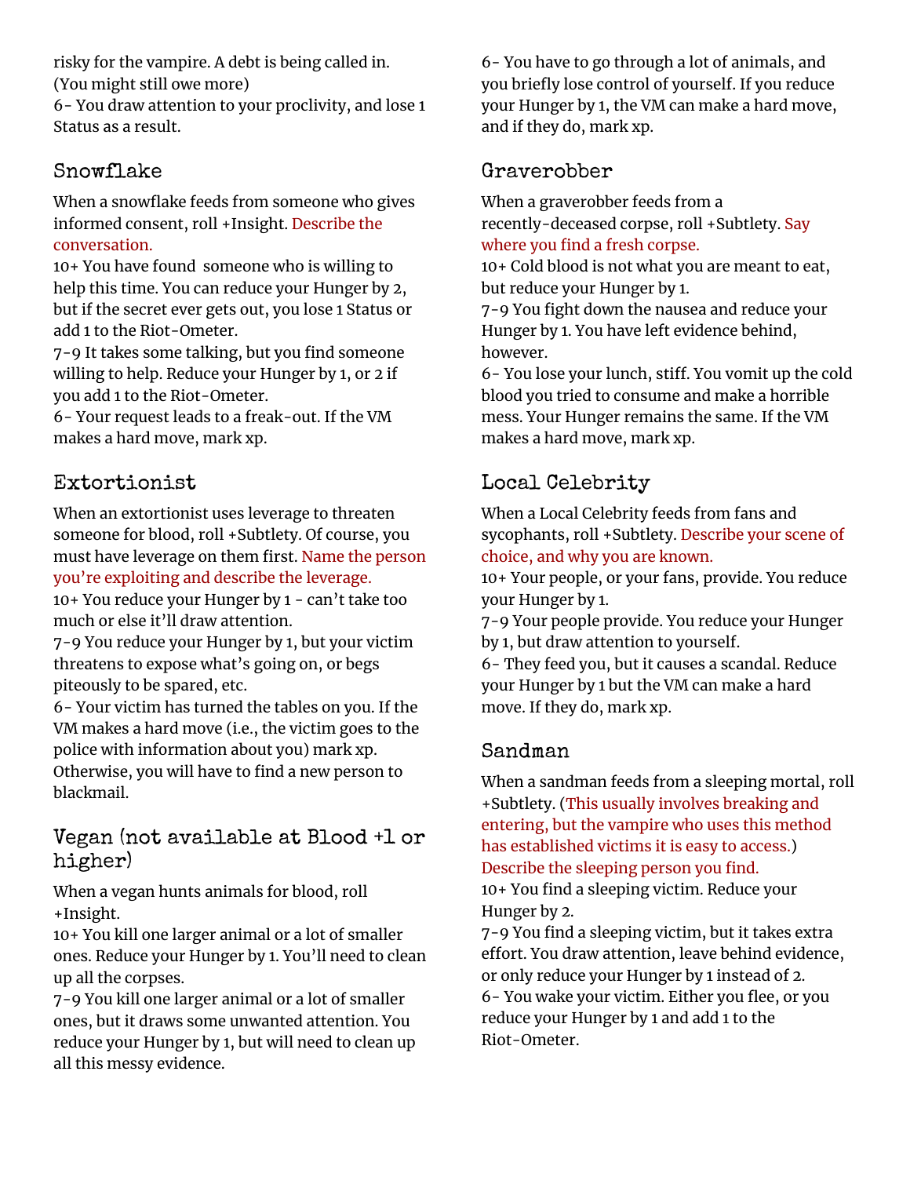risky for the vampire. A debt is being called in. (You might still owe more)
6- You draw attention to your proclivity, and lose 1 Status as a result.

## Snowflake

When a snowflake feeds from someone who gives informed consent, roll +Insight. Describe the conversation.
10+ You have found someone who is willing to help this time. You can reduce your Hunger by 2, but if the secret ever gets out, you lose 1 Status or add 1 to the Riot-Ometer.
7-9 It takes some talking, but you find someone willing to help. Reduce your Hunger by 1, or 2 if you add 1 to the Riot-Ometer.
6- Your request leads to a freak-out. If the VM makes a hard move, mark xp.

## Extortionist

When an extortionist uses leverage to threaten someone for blood, roll +Subtlety. Of course, you must have leverage on them first. Name the person you're exploiting and describe the leverage.
10+ You reduce your Hunger by 1 - can't take too much or else it'll draw attention.
7-9 You reduce your Hunger by 1, but your victim threatens to expose what's going on, or begs piteously to be spared, etc.
6- Your victim has turned the tables on you. If the VM makes a hard move (i.e., the victim goes to the police with information about you) mark xp. Otherwise, you will have to find a new person to blackmail.

## Vegan (not available at Blood +1 or higher)

When a vegan hunts animals for blood, roll +Insight.
10+ You kill one larger animal or a lot of smaller ones. Reduce your Hunger by 1. You'll need to clean up all the corpses.
7-9 You kill one larger animal or a lot of smaller ones, but it draws some unwanted attention. You reduce your Hunger by 1, but will need to clean up all this messy evidence.
6- You have to go through a lot of animals, and you briefly lose control of yourself. If you reduce your Hunger by 1, the VM can make a hard move, and if they do, mark xp.

## Graverobber

When a graverobber feeds from a recently-deceased corpse, roll +Subtlety. Say where you find a fresh corpse.
10+ Cold blood is not what you are meant to eat, but reduce your Hunger by 1.
7-9 You fight down the nausea and reduce your Hunger by 1. You have left evidence behind, however.
6- You lose your lunch, stiff. You vomit up the cold blood you tried to consume and make a horrible mess. Your Hunger remains the same. If the VM makes a hard move, mark xp.

## Local Celebrity

When a Local Celebrity feeds from fans and sycophants, roll +Subtlety. Describe your scene of choice, and why you are known.
10+ Your people, or your fans, provide. You reduce your Hunger by 1.
7-9 Your people provide. You reduce your Hunger by 1, but draw attention to yourself.
6- They feed you, but it causes a scandal. Reduce your Hunger by 1 but the VM can make a hard move. If they do, mark xp.

## Sandman

When a sandman feeds from a sleeping mortal, roll +Subtlety. (This usually involves breaking and entering, but the vampire who uses this method has established victims it is easy to access.) Describe the sleeping person you find.
10+ You find a sleeping victim. Reduce your Hunger by 2.
7-9 You find a sleeping victim, but it takes extra effort. You draw attention, leave behind evidence, or only reduce your Hunger by 1 instead of 2.
6- You wake your victim. Either you flee, or you reduce your Hunger by 1 and add 1 to the Riot-Ometer.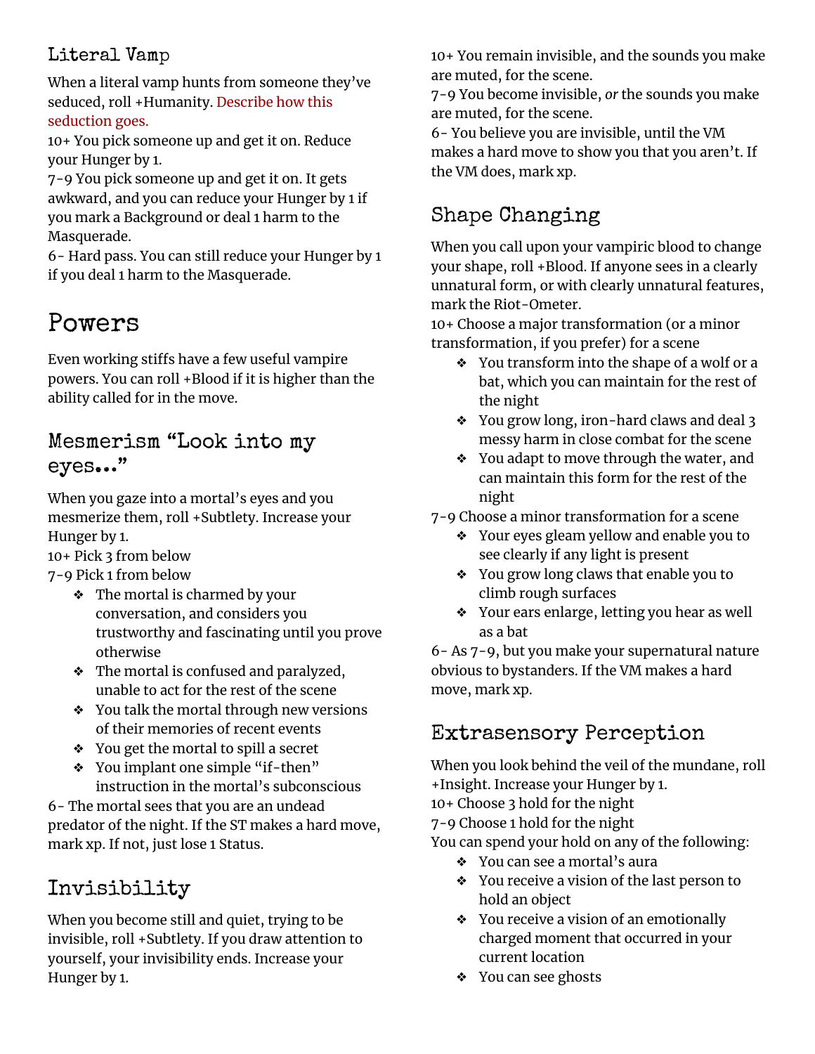### Literal Vamp

When a literal vamp hunts from someone they've seduced, roll +Humanity. Describe how this seduction goes.

10+ You pick someone up and get it on. Reduce your Hunger by 1.

7-9 You pick someone up and get it on. It gets awkward, and you can reduce your Hunger by 1 if you mark a Background or deal 1 harm to the Masquerade.

6- Hard pass. You can still reduce your Hunger by 1 if you deal 1 harm to the Masquerade.

# Powers

Even working stiffs have a few useful vampire powers. You can roll +Blood if it is higher than the ability called for in the move.

## Mesmerism "Look into my eyes..."

When you gaze into a mortal's eyes and you mesmerize them, roll +Subtlety. Increase your Hunger by 1.

10+ Pick 3 from below

7-9 Pick 1 from below

- The mortal is charmed by your conversation, and considers you trustworthy and fascinating until you prove otherwise
- The mortal is confused and paralyzed, unable to act for the rest of the scene
- You talk the mortal through new versions of their memories of recent events
- You get the mortal to spill a secret
- You implant one simple "if-then" instruction in the mortal's subconscious

6- The mortal sees that you are an undead predator of the night. If the ST makes a hard move, mark xp. If not, just lose 1 Status.

## Invisibility

When you become still and quiet, trying to be invisible, roll +Subtlety. If you draw attention to yourself, your invisibility ends. Increase your Hunger by 1.

10+ You remain invisible, and the sounds you make are muted, for the scene.

7-9 You become invisible, *or* the sounds you make are muted, for the scene.

6- You believe you are invisible, until the VM makes a hard move to show you that you aren't. If the VM does, mark xp.

## Shape Changing

When you call upon your vampiric blood to change your shape, roll +Blood. If anyone sees in a clearly unnatural form, or with clearly unnatural features, mark the Riot-Ometer.

10+ Choose a major transformation (or a minor transformation, if you prefer) for a scene

- You transform into the shape of a wolf or a bat, which you can maintain for the rest of the night
- You grow long, iron-hard claws and deal 3 messy harm in close combat for the scene
- You adapt to move through the water, and can maintain this form for the rest of the night

7-9 Choose a minor transformation for a scene

- Your eyes gleam yellow and enable you to see clearly if any light is present
- You grow long claws that enable you to climb rough surfaces
- Your ears enlarge, letting you hear as well as a bat

6- As 7-9, but you make your supernatural nature obvious to bystanders. If the VM makes a hard move, mark xp.

## Extrasensory Perception

When you look behind the veil of the mundane, roll +Insight. Increase your Hunger by 1.

10+ Choose 3 hold for the night

7-9 Choose 1 hold for the night

You can spend your hold on any of the following:

- You can see a mortal's aura
- You receive a vision of the last person to hold an object
- You receive a vision of an emotionally charged moment that occurred in your current location
- You can see ghosts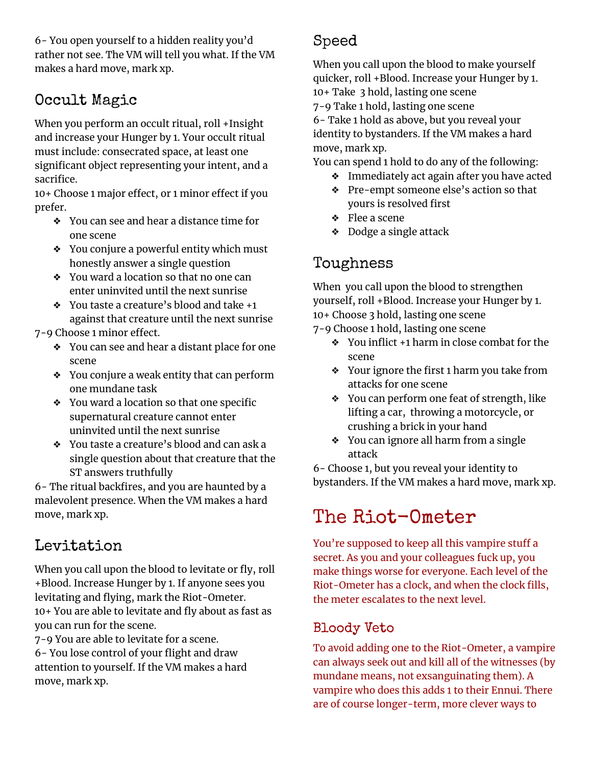6- You open yourself to a hidden reality you'd rather not see. The VM will tell you what. If the VM makes a hard move, mark xp.

### Occult Magic

When you perform an occult ritual, roll +Insight and increase your Hunger by 1. Your occult ritual must include: consecrated space, at least one significant object representing your intent, and a sacrifice.

10+ Choose 1 major effect, or 1 minor effect if you prefer.

- You can see and hear a distance time for one scene
- You conjure a powerful entity which must honestly answer a single question
- You ward a location so that no one can enter uninvited until the next sunrise
- You taste a creature's blood and take +1 against that creature until the next sunrise

7-9 Choose 1 minor effect.

- You can see and hear a distant place for one scene
- You conjure a weak entity that can perform one mundane task
- You ward a location so that one specific supernatural creature cannot enter uninvited until the next sunrise
- You taste a creature's blood and can ask a single question about that creature that the ST answers truthfully

6- The ritual backfires, and you are haunted by a malevolent presence. When the VM makes a hard move, mark xp.

### Levitation

When you call upon the blood to levitate or fly, roll +Blood. Increase Hunger by 1. If anyone sees you levitating and flying, mark the Riot-Ometer.

10+ You are able to levitate and fly about as fast as you can run for the scene.

7-9 You are able to levitate for a scene.

6- You lose control of your flight and draw attention to yourself. If the VM makes a hard move, mark xp.

### Speed

When you call upon the blood to make yourself quicker, roll +Blood. Increase your Hunger by 1.

10+ Take 3 hold, lasting one scene

7-9 Take 1 hold, lasting one scene

6- Take 1 hold as above, but you reveal your identity to bystanders. If the VM makes a hard move, mark xp.

You can spend 1 hold to do any of the following:

- Immediately act again after you have acted
- Pre-empt someone else's action so that yours is resolved first
- Flee a scene
- Dodge a single attack

### Toughness

When you call upon the blood to strengthen yourself, roll +Blood. Increase your Hunger by 1.

10+ Choose 3 hold, lasting one scene

7-9 Choose 1 hold, lasting one scene

- You inflict +1 harm in close combat for the scene
- Your ignore the first 1 harm you take from attacks for one scene
- You can perform one feat of strength, like lifting a car, throwing a motorcycle, or crushing a brick in your hand
- You can ignore all harm from a single attack

6- Choose 1, but you reveal your identity to bystanders. If the VM makes a hard move, mark xp.

## The Riot-Ometer

You're supposed to keep all this vampire stuff a secret. As you and your colleagues fuck up, you make things worse for everyone. Each level of the Riot-Ometer has a clock, and when the clock fills, the meter escalates to the next level.

### Bloody Veto

To avoid adding one to the Riot-Ometer, a vampire can always seek out and kill all of the witnesses (by mundane means, not exsanguinating them). A vampire who does this adds 1 to their Ennui. There are of course longer-term, more clever ways to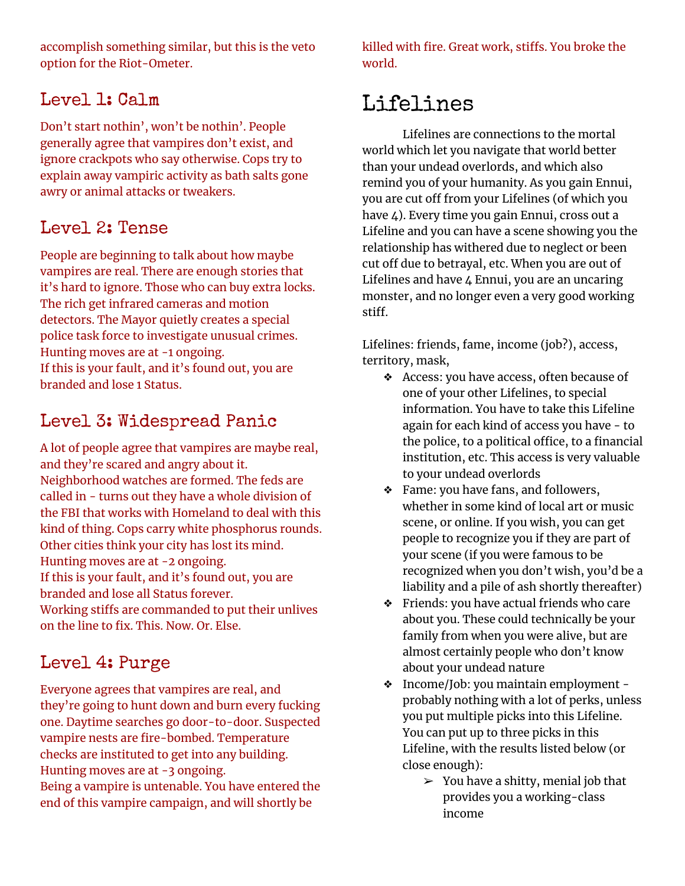accomplish something similar, but this is the veto option for the Riot-Ometer.

### Level 1: Calm

Don't start nothin', won't be nothin'. People generally agree that vampires don't exist, and ignore crackpots who say otherwise. Cops try to explain away vampiric activity as bath salts gone awry or animal attacks or tweakers.

### Level 2: Tense

People are beginning to talk about how maybe vampires are real. There are enough stories that it's hard to ignore. Those who can buy extra locks. The rich get infrared cameras and motion detectors. The Mayor quietly creates a special police task force to investigate unusual crimes.
Hunting moves are at -1 ongoing.
If this is your fault, and it's found out, you are branded and lose 1 Status.

### Level 3: Widespread Panic

A lot of people agree that vampires are maybe real, and they're scared and angry about it. Neighborhood watches are formed. The feds are called in - turns out they have a whole division of the FBI that works with Homeland to deal with this kind of thing. Cops carry white phosphorus rounds. Other cities think your city has lost its mind.
Hunting moves are at -2 ongoing.
If this is your fault, and it's found out, you are branded and lose all Status forever.
Working stiffs are commanded to put their unlives on the line to fix. This. Now. Or. Else.

### Level 4: Purge

Everyone agrees that vampires are real, and they're going to hunt down and burn every fucking one. Daytime searches go door-to-door. Suspected vampire nests are fire-bombed. Temperature checks are instituted to get into any building.
Hunting moves are at -3 ongoing.
Being a vampire is untenable. You have entered the end of this vampire campaign, and will shortly be killed with fire. Great work, stiffs. You broke the world.

## Lifelines

Lifelines are connections to the mortal world which let you navigate that world better than your undead overlords, and which also remind you of your humanity. As you gain Ennui, you are cut off from your Lifelines (of which you have 4). Every time you gain Ennui, cross out a Lifeline and you can have a scene showing you the relationship has withered due to neglect or been cut off due to betrayal, etc. When you are out of Lifelines and have 4 Ennui, you are an uncaring monster, and no longer even a very good working stiff.

Lifelines: friends, fame, income (job?), access, territory, mask,

- Access: you have access, often because of one of your other Lifelines, to special information. You have to take this Lifeline again for each kind of access you have - to the police, to a political office, to a financial institution, etc. This access is very valuable to your undead overlords
- Fame: you have fans, and followers, whether in some kind of local art or music scene, or online. If you wish, you can get people to recognize you if they are part of your scene (if you were famous to be recognized when you don't wish, you'd be a liability and a pile of ash shortly thereafter)
- Friends: you have actual friends who care about you. These could technically be your family from when you were alive, but are almost certainly people who don't know about your undead nature
- Income/Job: you maintain employment - probably nothing with a lot of perks, unless you put multiple picks into this Lifeline. You can put up to three picks in this Lifeline, with the results listed below (or close enough):
  - You have a shitty, menial job that provides you a working-class income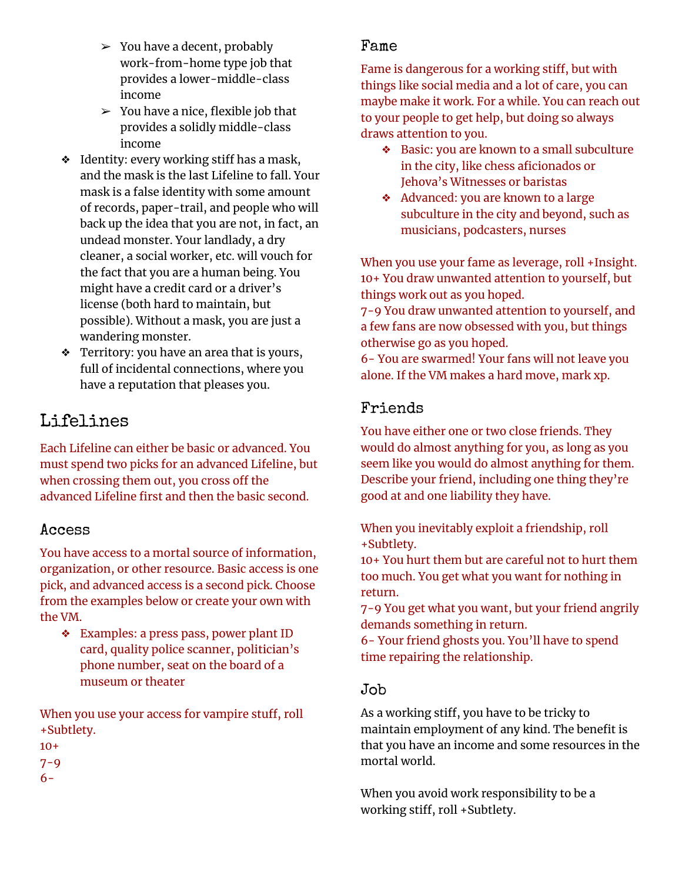- You have a decent, probably work-from-home type job that provides a lower-middle-class income
  - You have a nice, flexible job that provides a solidly middle-class income
- Identity: every working stiff has a mask, and the mask is the last Lifeline to fall. Your mask is a false identity with some amount of records, paper-trail, and people who will back up the idea that you are not, in fact, an undead monster. Your landlady, a dry cleaner, a social worker, etc. will vouch for the fact that you are a human being. You might have a credit card or a driver's license (both hard to maintain, but possible). Without a mask, you are just a wandering monster.
- Territory: you have an area that is yours, full of incidental connections, where you have a reputation that pleases you.

# Lifelines

Each Lifeline can either be basic or advanced. You must spend two picks for an advanced Lifeline, but when crossing them out, you cross off the advanced Lifeline first and then the basic second.

## Access

You have access to a mortal source of information, organization, or other resource. Basic access is one pick, and advanced access is a second pick. Choose from the examples below or create your own with the VM.

- Examples: a press pass, power plant ID card, quality police scanner, politician's phone number, seat on the board of a museum or theater

When you use your access for vampire stuff, roll +Subtlety.
10+
7-9
6-

## Fame

Fame is dangerous for a working stiff, but with things like social media and a lot of care, you can maybe make it work. For a while. You can reach out to your people to get help, but doing so always draws attention to you.

- Basic: you are known to a small subculture in the city, like chess aficionados or Jehova's Witnesses or baristas
- Advanced: you are known to a large subculture in the city and beyond, such as musicians, podcasters, nurses

When you use your fame as leverage, roll +Insight.
10+ You draw unwanted attention to yourself, but things work out as you hoped.
7-9 You draw unwanted attention to yourself, and a few fans are now obsessed with you, but things otherwise go as you hoped.
6- You are swarmed! Your fans will not leave you alone. If the VM makes a hard move, mark xp.

## Friends

You have either one or two close friends. They would do almost anything for you, as long as you seem like you would do almost anything for them. Describe your friend, including one thing they're good at and one liability they have.

When you inevitably exploit a friendship, roll +Subtlety.
10+ You hurt them but are careful not to hurt them too much. You get what you want for nothing in return.
7-9 You get what you want, but your friend angrily demands something in return.
6- Your friend ghosts you. You'll have to spend time repairing the relationship.

## Job

As a working stiff, you have to be tricky to maintain employment of any kind. The benefit is that you have an income and some resources in the mortal world.

When you avoid work responsibility to be a working stiff, roll +Subtlety.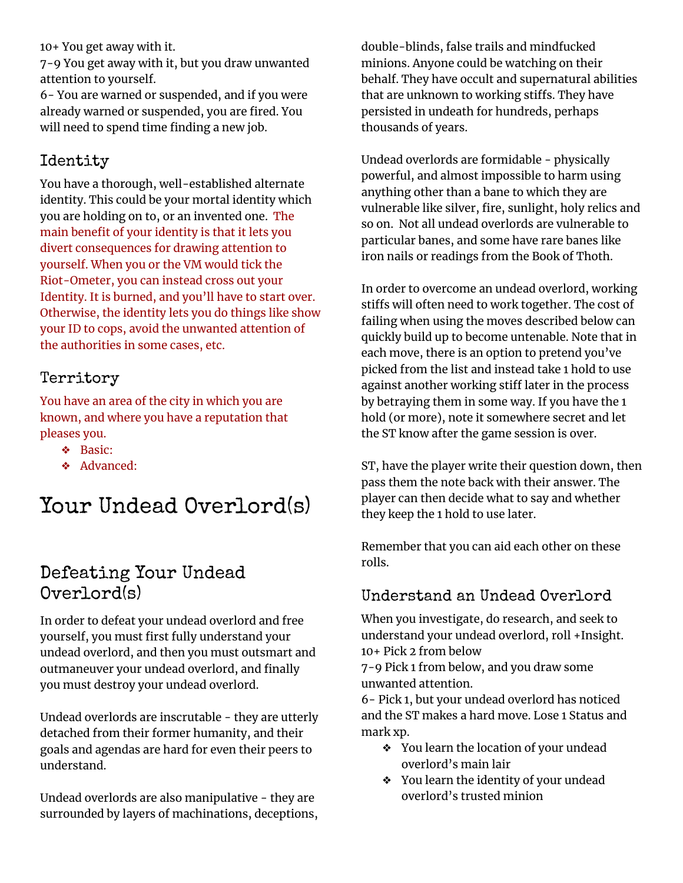10+ You get away with it.
7-9 You get away with it, but you draw unwanted attention to yourself.
6- You are warned or suspended, and if you were already warned or suspended, you are fired. You will need to spend time finding a new job.

## Identity

You have a thorough, well-established alternate identity. This could be your mortal identity which you are holding on to, or an invented one. The main benefit of your identity is that it lets you divert consequences for drawing attention to yourself. When you or the VM would tick the Riot-Ometer, you can instead cross out your Identity. It is burned, and you'll have to start over. Otherwise, the identity lets you do things like show your ID to cops, avoid the unwanted attention of the authorities in some cases, etc.

## Territory

You have an area of the city in which you are known, and where you have a reputation that pleases you.

- Basic:
- Advanced:

# Your Undead Overlord(s)

## Defeating Your Undead Overlord(s)

In order to defeat your undead overlord and free yourself, you must first fully understand your undead overlord, and then you must outsmart and outmaneuver your undead overlord, and finally you must destroy your undead overlord.

Undead overlords are inscrutable - they are utterly detached from their former humanity, and their goals and agendas are hard for even their peers to understand.

Undead overlords are also manipulative - they are surrounded by layers of machinations, deceptions, double-blinds, false trails and mindfucked minions. Anyone could be watching on their behalf. They have occult and supernatural abilities that are unknown to working stiffs. They have persisted in undeath for hundreds, perhaps thousands of years.

Undead overlords are formidable - physically powerful, and almost impossible to harm using anything other than a bane to which they are vulnerable like silver, fire, sunlight, holy relics and so on. Not all undead overlords are vulnerable to particular banes, and some have rare banes like iron nails or readings from the Book of Thoth.

In order to overcome an undead overlord, working stiffs will often need to work together. The cost of failing when using the moves described below can quickly build up to become untenable. Note that in each move, there is an option to pretend you've picked from the list and instead take 1 hold to use against another working stiff later in the process by betraying them in some way. If you have the 1 hold (or more), note it somewhere secret and let the ST know after the game session is over.

ST, have the player write their question down, then pass them the note back with their answer. The player can then decide what to say and whether they keep the 1 hold to use later.

Remember that you can aid each other on these rolls.

## Understand an Undead Overlord

When you investigate, do research, and seek to understand your undead overlord, roll +Insight.
10+ Pick 2 from below
7-9 Pick 1 from below, and you draw some unwanted attention.
6- Pick 1, but your undead overlord has noticed and the ST makes a hard move. Lose 1 Status and mark xp.

- You learn the location of your undead overlord's main lair
- You learn the identity of your undead overlord's trusted minion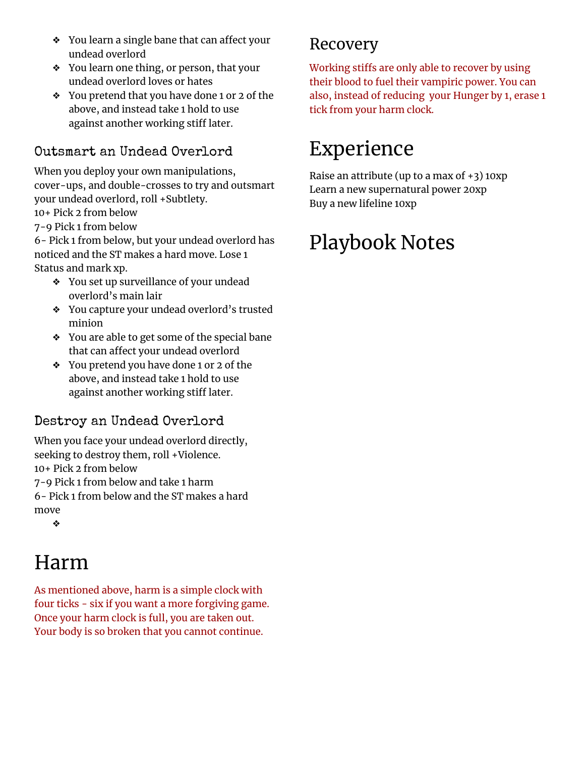- You learn a single bane that can affect your undead overlord
- You learn one thing, or person, that your undead overlord loves or hates
- You pretend that you have done 1 or 2 of the above, and instead take 1 hold to use against another working stiff later.

### Outsmart an Undead Overlord

When you deploy your own manipulations, cover-ups, and double-crosses to try and outsmart your undead overlord, roll +Subtlety.
10+ Pick 2 from below
7-9 Pick 1 from below
6- Pick 1 from below, but your undead overlord has noticed and the ST makes a hard move. Lose 1 Status and mark xp.

- You set up surveillance of your undead overlord's main lair
- You capture your undead overlord's trusted minion
- You are able to get some of the special bane that can affect your undead overlord
- You pretend you have done 1 or 2 of the above, and instead take 1 hold to use against another working stiff later.

### Destroy an Undead Overlord

When you face your undead overlord directly, seeking to destroy them, roll +Violence.
10+ Pick 2 from below
7-9 Pick 1 from below and take 1 harm
6- Pick 1 from below and the ST makes a hard move

- 

# Harm

As mentioned above, harm is a simple clock with four ticks - six if you want a more forgiving game. Once your harm clock is full, you are taken out. Your body is so broken that you cannot continue.

## Recovery

Working stiffs are only able to recover by using their blood to fuel their vampiric power. You can also, instead of reducing your Hunger by 1, erase 1 tick from your harm clock.

# Experience

Raise an attribute (up to a max of +3) 10xp
Learn a new supernatural power 20xp
Buy a new lifeline 10xp

# Playbook Notes